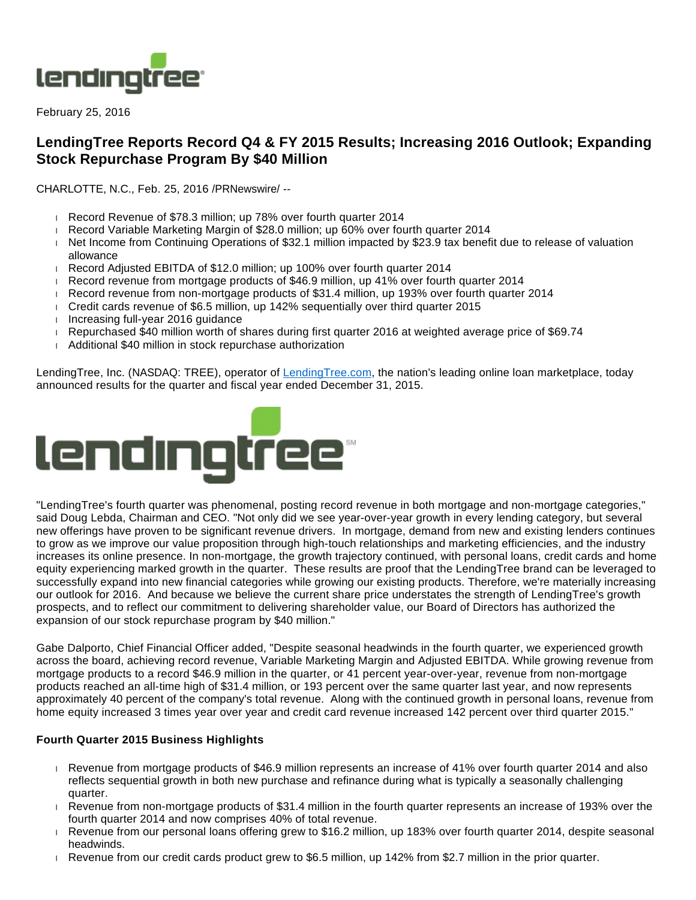February 25, 2016

## LendingTree Reports Record Q4 & FY 2015 Results; Increasing 2016 Outlook; Expanding Stock Repurchase Program By $40 Million

CHARLOTTE, N.C., Feb. 25, 2016 /PRNewswire/ --

- Record Revenue of $78.3 million; up 78% over fourth quarter 2014
- Record Variable Marketing Margin of $28.0 million; up 60% over fourth quarter 2014
- Net Income from Continuing Operations of $32.1 million impacted by $23.9 tax benefit due to release of valuation allowance
- Record Adjusted EBITDA of $12.0 million; up 100% over fourth quarter 2014
- Record revenue from mortgage products of $46.9 million, up 41% over fourth quarter 2014
- Record revenue from non-mortgage products of $31.4 million, up 193% over fourth quarter 2014
- Credit cards revenue of $6.5 million, up 142% sequentially over third quarter 2015
- Increasing full-year 2016 guidance
- Repurchased $40 million worth of shares during first quarter 2016 at weighted average price of $69.74
- Additional $40 million in stock repurchase authorization

LendingTree, Inc. (NASDAQ: TREE), operator of LendingTree.com, the nation's leading online loan marketplace, today announced results for the quarter and fiscal year ended December 31, 2015.

"LendingTree's fourth quarter was phenomenal, posting record revenue in both mortgage and non-mortgage categories," said Doug Lebda, Chairman and CEO. "Not only did we see year-over-year growth in every lending category, but several new offerings have proven to be significant revenue drivers. In mortgage, demand from new and existing lenders continues to grow as we improve our value proposition through high-touch relationships and marketing efficiencies, and the industry increases its online presence. In non-mortgage, the growth trajectory continued, with personal loans, credit cards and home equity experiencing marked growth in the quarter. These results are proof that the LendingTree brand can be leveraged to successfully expand into new financial categories while growing our existing products. Therefore, we're materially increasing our outlook for 2016. And because we believe the current share price understates the strength of LendingTree's growth prospects, and to reflect our commitment to delivering shareholder value, our Board of Directors has authorized the expansion of our stock repurchase program by $40 million."

Gabe Dalporto, Chief Financial Officer added, "Despite seasonal headwinds in the fourth quarter, we experienced growth across the board, achieving record revenue, Variable Marketing Margin and Adjusted EBITDA. While growing revenue from mortgage products to a record $46.9 million in the quarter, or 41 percent year-over-year, revenue from non-mortgage products reached an all-time high of $31.4 million, or 193 percent over the same quarter last year, and now represents approximately 40 percent of the company's total revenue. Along with the continued growth in personal loans, revenue from home equity increased 3 times year over year and credit card revenue increased 142 percent over third quarter 2015."

**Fourth Quarter 2015 Business Highlights**

- Revenue from mortgage products of $46.9 million represents an increase of 41% over fourth quarter 2014 and also reflects sequential growth in both new purchase and refinance during what is typically a seasonally challenging quarter.
- Revenue from non-mortgage products of $31.4 million in the fourth quarter represents an increase of 193% over the fourth quarter 2014 and now comprises 40% of total revenue.
- Revenue from our personal loans offering grew to $16.2 million, up 183% over fourth quarter 2014, despite seasonal headwinds.
- Revenue from our credit cards product grew to $6.5 million, up 142% from $2.7 million in the prior quarter.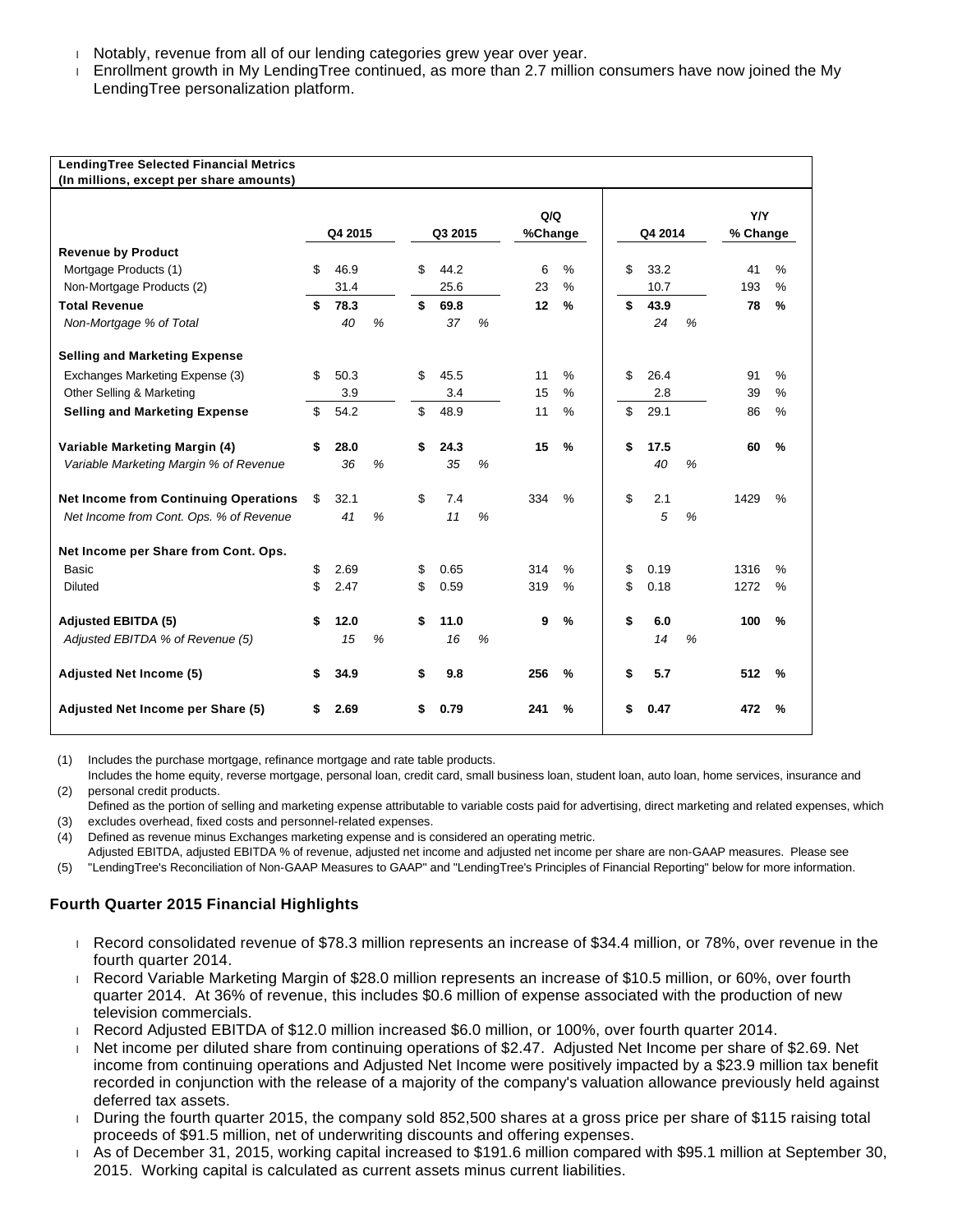- Notably, revenue from all of our lending categories grew year over year.
- Enrollment growth in My LendingTree continued, as more than 2.7 million consumers have now joined the My LendingTree personalization platform.

| LendingTree Selected Financial Metrics (In millions, except per share amounts) | Q4 2015 | Q3 2015 | Q/Q %Change | Q4 2014 | Y/Y % Change |
|---|---|---|---|---|---|
| **Revenue by Product** | | | | | |
| Mortgage Products (1) | $ 46.9 | $ 44.2 | 6 % | $ 33.2 | 41 % |
| Non-Mortgage Products (2) | 31.4 | 25.6 | 23 % | 10.7 | 193 % |
| **Total Revenue** | **$ 78.3** | **$ 69.8** | **12 %** | **$ 43.9** | **78 %** |
| *Non-Mortgage % of Total* | *40 %* | *37 %* | | *24 %* | |
| **Selling and Marketing Expense** | | | | | |
| Exchanges Marketing Expense (3) | $ 50.3 | $ 45.5 | 11 % | $ 26.4 | 91 % |
| Other Selling & Marketing | 3.9 | 3.4 | 15 % | 2.8 | 39 % |
| **Selling and Marketing Expense** | $ 54.2 | $ 48.9 | 11 % | $ 29.1 | 86 % |
| **Variable Marketing Margin (4)** | **$ 28.0** | **$ 24.3** | **15 %** | **$ 17.5** | **60 %** |
| *Variable Marketing Margin % of Revenue* | *36 %* | *35 %* | | *40 %* | |
| **Net Income from Continuing Operations** | $ 32.1 | $ 7.4 | 334 % | $ 2.1 | 1429 % |
| *Net Income from Cont. Ops. % of Revenue* | *41 %* | *11 %* | | *5 %* | |
| **Net Income per Share from Cont. Ops.** | | | | | |
| Basic | $ 2.69 | $ 0.65 | 314 % | $ 0.19 | 1316 % |
| Diluted | $ 2.47 | $ 0.59 | 319 % | $ 0.18 | 1272 % |
| **Adjusted EBITDA (5)** | **$ 12.0** | **$ 11.0** | **9 %** | **$ 6.0** | **100 %** |
| *Adjusted EBITDA % of Revenue (5)* | *15 %* | *16 %* | | *14 %* | |
| **Adjusted Net Income (5)** | **$ 34.9** | **$ 9.8** | **256 %** | **$ 5.7** | **512 %** |
| **Adjusted Net Income per Share (5)** | **$ 2.69** | **$ 0.79** | **241 %** | **$ 0.47** | **472 %** |

(1) Includes the purchase mortgage, refinance mortgage and rate table products.

(2) Includes the home equity, reverse mortgage, personal loan, credit card, small business loan, student loan, auto loan, home services, insurance and personal credit products.

(3) Defined as the portion of selling and marketing expense attributable to variable costs paid for advertising, direct marketing and related expenses, which excludes overhead, fixed costs and personnel-related expenses.

(4) Defined as revenue minus Exchanges marketing expense and is considered an operating metric.

(5) Adjusted EBITDA, adjusted EBITDA % of revenue, adjusted net income and adjusted net income per share are non-GAAP measures. Please see "LendingTree's Reconciliation of Non-GAAP Measures to GAAP" and "LendingTree's Principles of Financial Reporting" below for more information.

### Fourth Quarter 2015 Financial Highlights

- Record consolidated revenue of $78.3 million represents an increase of $34.4 million, or 78%, over revenue in the fourth quarter 2014.
- Record Variable Marketing Margin of $28.0 million represents an increase of $10.5 million, or 60%, over fourth quarter 2014. At 36% of revenue, this includes $0.6 million of expense associated with the production of new television commercials.
- Record Adjusted EBITDA of $12.0 million increased $6.0 million, or 100%, over fourth quarter 2014.
- Net income per diluted share from continuing operations of $2.47. Adjusted Net Income per share of $2.69. Net income from continuing operations and Adjusted Net Income were positively impacted by a $23.9 million tax benefit recorded in conjunction with the release of a majority of the company's valuation allowance previously held against deferred tax assets.
- During the fourth quarter 2015, the company sold 852,500 shares at a gross price per share of $115 raising total proceeds of $91.5 million, net of underwriting discounts and offering expenses.
- As of December 31, 2015, working capital increased to $191.6 million compared with $95.1 million at September 30, 2015. Working capital is calculated as current assets minus current liabilities.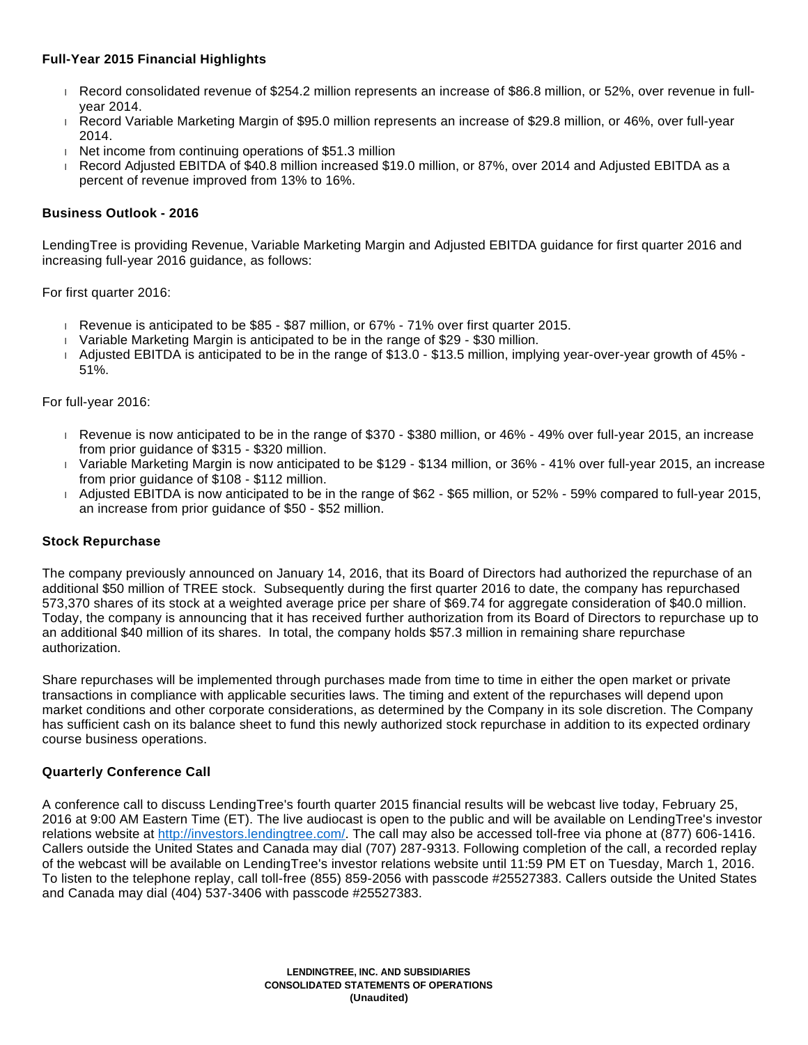### Full-Year 2015 Financial Highlights

- Record consolidated revenue of $254.2 million represents an increase of $86.8 million, or 52%, over revenue in full-year 2014.
- Record Variable Marketing Margin of $95.0 million represents an increase of $29.8 million, or 46%, over full-year 2014.
- Net income from continuing operations of $51.3 million
- Record Adjusted EBITDA of $40.8 million increased $19.0 million, or 87%, over 2014 and Adjusted EBITDA as a percent of revenue improved from 13% to 16%.

### Business Outlook - 2016

LendingTree is providing Revenue, Variable Marketing Margin and Adjusted EBITDA guidance for first quarter 2016 and increasing full-year 2016 guidance, as follows:

For first quarter 2016:

- Revenue is anticipated to be $85 - $87 million, or 67% - 71% over first quarter 2015.
- Variable Marketing Margin is anticipated to be in the range of $29 - $30 million.
- Adjusted EBITDA is anticipated to be in the range of $13.0 - $13.5 million, implying year-over-year growth of 45% - 51%.

For full-year 2016:

- Revenue is now anticipated to be in the range of $370 - $380 million, or 46% - 49% over full-year 2015, an increase from prior guidance of $315 - $320 million.
- Variable Marketing Margin is now anticipated to be $129 - $134 million, or 36% - 41% over full-year 2015, an increase from prior guidance of $108 - $112 million.
- Adjusted EBITDA is now anticipated to be in the range of $62 - $65 million, or 52% - 59% compared to full-year 2015, an increase from prior guidance of $50 - $52 million.

### Stock Repurchase

The company previously announced on January 14, 2016, that its Board of Directors had authorized the repurchase of an additional $50 million of TREE stock. Subsequently during the first quarter 2016 to date, the company has repurchased 573,370 shares of its stock at a weighted average price per share of $69.74 for aggregate consideration of $40.0 million. Today, the company is announcing that it has received further authorization from its Board of Directors to repurchase up to an additional $40 million of its shares. In total, the company holds $57.3 million in remaining share repurchase authorization.

Share repurchases will be implemented through purchases made from time to time in either the open market or private transactions in compliance with applicable securities laws. The timing and extent of the repurchases will depend upon market conditions and other corporate considerations, as determined by the Company in its sole discretion. The Company has sufficient cash on its balance sheet to fund this newly authorized stock repurchase in addition to its expected ordinary course business operations.

### Quarterly Conference Call

A conference call to discuss LendingTree's fourth quarter 2015 financial results will be webcast live today, February 25, 2016 at 9:00 AM Eastern Time (ET). The live audiocast is open to the public and will be available on LendingTree's investor relations website at http://investors.lendingtree.com/. The call may also be accessed toll-free via phone at (877) 606-1416. Callers outside the United States and Canada may dial (707) 287-9313. Following completion of the call, a recorded replay of the webcast will be available on LendingTree's investor relations website until 11:59 PM ET on Tuesday, March 1, 2016. To listen to the telephone replay, call toll-free (855) 859-2056 with passcode #25527383. Callers outside the United States and Canada may dial (404) 537-3406 with passcode #25527383.

**LENDINGTREE, INC. AND SUBSIDIARIES**
**CONSOLIDATED STATEMENTS OF OPERATIONS**
**(Unaudited)**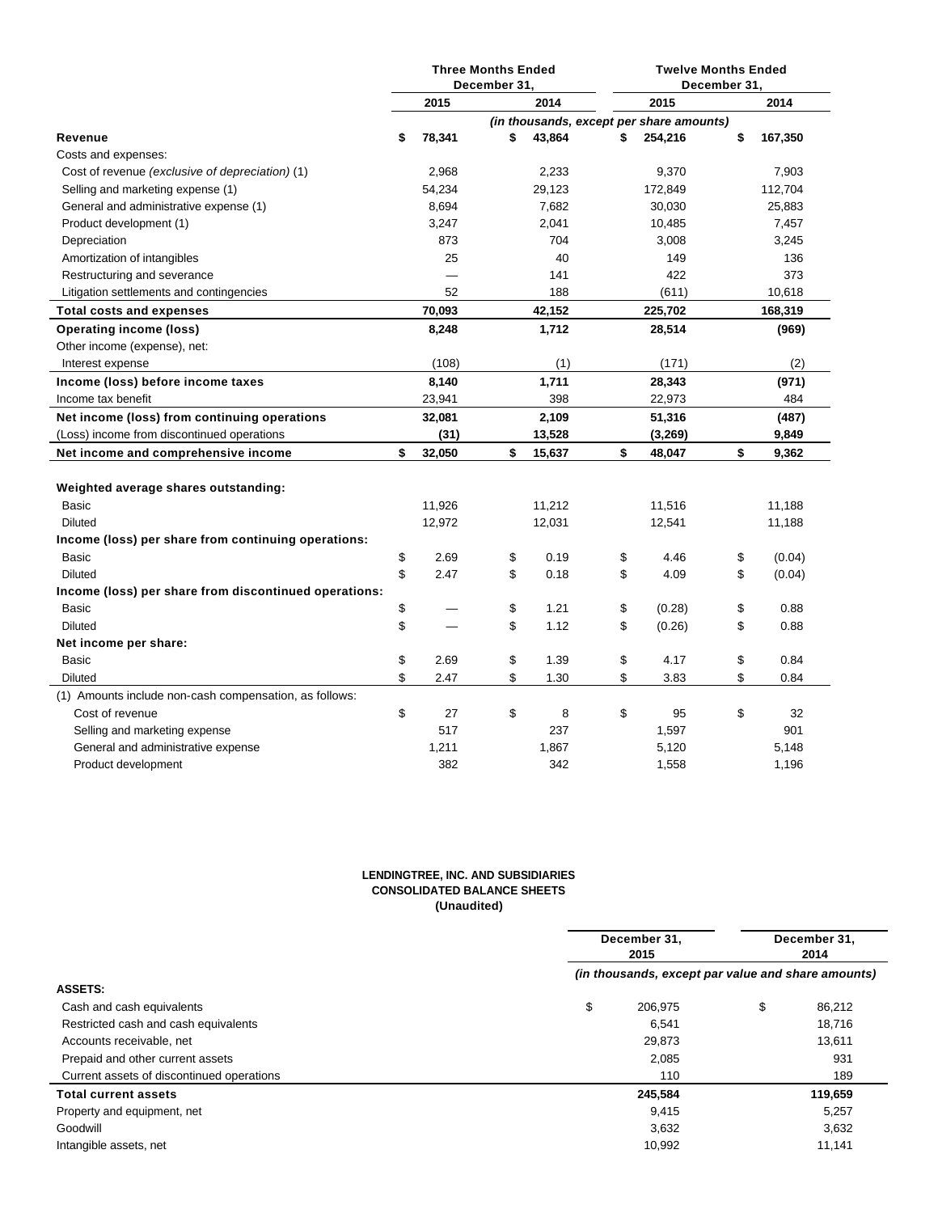| | Three Months Ended December 31, | | Twelve Months Ended December 31, | |
|---|---|---|---|---|
| | 2015 | 2014 | 2015 | 2014 |
| | *(in thousands, except per share amounts)* | | | |
| **Revenue** | **$ 78,341** | **$ 43,864** | **$ 254,216** | **$ 167,350** |
| Costs and expenses: | | | | |
| Cost of revenue *(exclusive of depreciation)* (1) | 2,968 | 2,233 | 9,370 | 7,903 |
| Selling and marketing expense (1) | 54,234 | 29,123 | 172,849 | 112,704 |
| General and administrative expense (1) | 8,694 | 7,682 | 30,030 | 25,883 |
| Product development (1) | 3,247 | 2,041 | 10,485 | 7,457 |
| Depreciation | 873 | 704 | 3,008 | 3,245 |
| Amortization of intangibles | 25 | 40 | 149 | 136 |
| Restructuring and severance | — | 141 | 422 | 373 |
| Litigation settlements and contingencies | 52 | 188 | (611) | 10,618 |
| **Total costs and expenses** | **70,093** | **42,152** | **225,702** | **168,319** |
| **Operating income (loss)** | **8,248** | **1,712** | **28,514** | **(969)** |
| Other income (expense), net: | | | | |
| Interest expense | (108) | (1) | (171) | (2) |
| **Income (loss) before income taxes** | **8,140** | **1,711** | **28,343** | **(971)** |
| Income tax benefit | 23,941 | 398 | 22,973 | 484 |
| **Net income (loss) from continuing operations** | **32,081** | **2,109** | **51,316** | **(487)** |
| (Loss) income from discontinued operations | **(31)** | **13,528** | **(3,269)** | **9,849** |
| **Net income and comprehensive income** | **$ 32,050** | **$ 15,637** | **$ 48,047** | **$ 9,362** |
| | | | | |
| **Weighted average shares outstanding:** | | | | |
| Basic | 11,926 | 11,212 | 11,516 | 11,188 |
| Diluted | 12,972 | 12,031 | 12,541 | 11,188 |
| **Income (loss) per share from continuing operations:** | | | | |
| Basic | $ 2.69 | $ 0.19 | $ 4.46 | $ (0.04) |
| Diluted | $ 2.47 | $ 0.18 | $ 4.09 | $ (0.04) |
| **Income (loss) per share from discontinued operations:** | | | | |
| Basic | $ — | $ 1.21 | $ (0.28) | $ 0.88 |
| Diluted | $ — | $ 1.12 | $ (0.26) | $ 0.88 |
| **Net income per share:** | | | | |
| Basic | $ 2.69 | $ 1.39 | $ 4.17 | $ 0.84 |
| Diluted | $ 2.47 | $ 1.30 | $ 3.83 | $ 0.84 |
| (1) Amounts include non-cash compensation, as follows: | | | | |
| Cost of revenue | $ 27 | $ 8 | $ 95 | $ 32 |
| Selling and marketing expense | 517 | 237 | 1,597 | 901 |
| General and administrative expense | 1,211 | 1,867 | 5,120 | 5,148 |
| Product development | 382 | 342 | 1,558 | 1,196 |

**LENDINGTREE, INC. AND SUBSIDIARIES**
**CONSOLIDATED BALANCE SHEETS**
**(Unaudited)**

| | December 31, 2015 | December 31, 2014 |
|---|---|---|
| | *(in thousands, except par value and share amounts)* | |
| **ASSETS:** | | |
| Cash and cash equivalents | $ 206,975 | $ 86,212 |
| Restricted cash and cash equivalents | 6,541 | 18,716 |
| Accounts receivable, net | 29,873 | 13,611 |
| Prepaid and other current assets | 2,085 | 931 |
| Current assets of discontinued operations | 110 | 189 |
| **Total current assets** | **245,584** | **119,659** |
| Property and equipment, net | 9,415 | 5,257 |
| Goodwill | 3,632 | 3,632 |
| Intangible assets, net | 10,992 | 11,141 |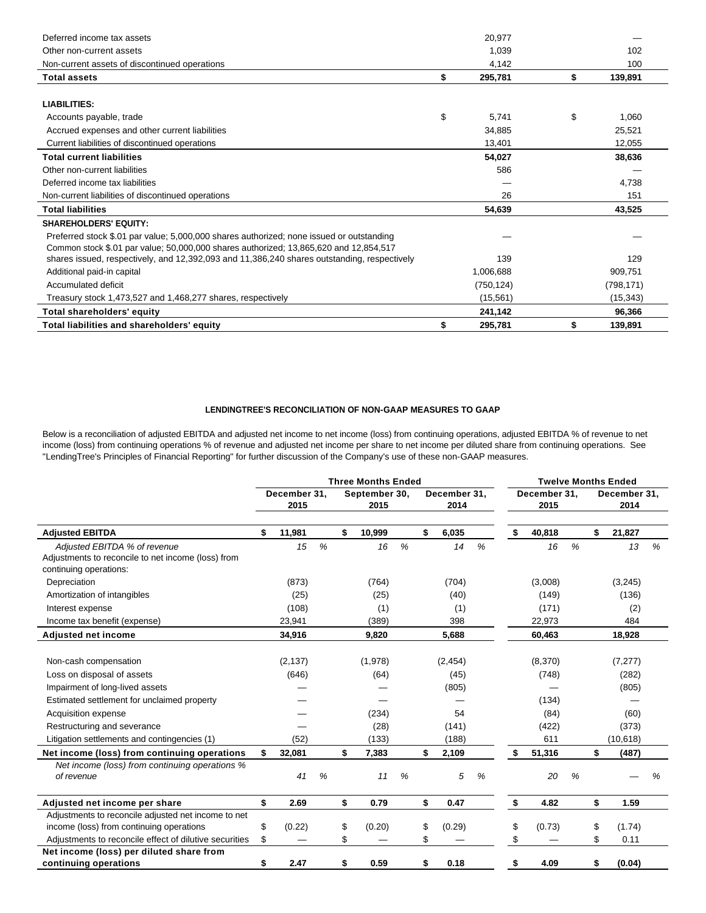| | December 31, 2015 | December 31, 2014 |
|---|---|---|
| Deferred income tax assets | 20,977 | — |
| Other non-current assets | 1,039 | 102 |
| Non-current assets of discontinued operations | 4,142 | 100 |
| **Total assets** | **$ 295,781** | **$ 139,891** |
| **LIABILITIES:** | | |
| Accounts payable, trade | $ 5,741 | $ 1,060 |
| Accrued expenses and other current liabilities | 34,885 | 25,521 |
| Current liabilities of discontinued operations | 13,401 | 12,055 |
| **Total current liabilities** | **54,027** | **38,636** |
| Other non-current liabilities | 586 | — |
| Deferred income tax liabilities | — | 4,738 |
| Non-current liabilities of discontinued operations | 26 | 151 |
| **Total liabilities** | **54,639** | **43,525** |
| **SHAREHOLDERS' EQUITY:** | | |
| Preferred stock $.01 par value; 5,000,000 shares authorized; none issued or outstanding | — | — |
| Common stock $.01 par value; 50,000,000 shares authorized; 13,865,620 and 12,854,517 shares issued, respectively, and 12,392,093 and 11,386,240 shares outstanding, respectively | 139 | 129 |
| Additional paid-in capital | 1,006,688 | 909,751 |
| Accumulated deficit | (750,124) | (798,171) |
| Treasury stock 1,473,527 and 1,468,277 shares, respectively | (15,561) | (15,343) |
| **Total shareholders' equity** | **241,142** | **96,366** |
| **Total liabilities and shareholders' equity** | **$ 295,781** | **$ 139,891** |

## LENDINGTREE'S RECONCILIATION OF NON-GAAP MEASURES TO GAAP

Below is a reconciliation of adjusted EBITDA and adjusted net income to net income (loss) from continuing operations, adjusted EBITDA % of revenue to net income (loss) from continuing operations % of revenue and adjusted net income per share to net income per diluted share from continuing operations. See "LendingTree's Principles of Financial Reporting" for further discussion of the Company's use of these non-GAAP measures.

| | Three Months Ended | | | Twelve Months Ended | |
|---|---|---|---|---|---|
| | December 31, 2015 | September 30, 2015 | December 31, 2014 | December 31, 2015 | December 31, 2014 |
| **Adjusted EBITDA** | **$ 11,981** | **$ 10,999** | **$ 6,035** | **$ 40,818** | **$ 21,827** |
| *Adjusted EBITDA % of revenue* | 15 % | 16 % | 14 % | 16 % | 13 % |
| Adjustments to reconcile to net income (loss) from continuing operations: | | | | | |
| Depreciation | (873) | (764) | (704) | (3,008) | (3,245) |
| Amortization of intangibles | (25) | (25) | (40) | (149) | (136) |
| Interest expense | (108) | (1) | (1) | (171) | (2) |
| Income tax benefit (expense) | 23,941 | (389) | 398 | 22,973 | 484 |
| **Adjusted net income** | **34,916** | **9,820** | **5,688** | **60,463** | **18,928** |
| Non-cash compensation | (2,137) | (1,978) | (2,454) | (8,370) | (7,277) |
| Loss on disposal of assets | (646) | (64) | (45) | (748) | (282) |
| Impairment of long-lived assets | — | — | (805) | — | (805) |
| Estimated settlement for unclaimed property | — | — | — | (134) | — |
| Acquisition expense | — | (234) | 54 | (84) | (60) |
| Restructuring and severance | — | (28) | (141) | (422) | (373) |
| Litigation settlements and contingencies (1) | (52) | (133) | (188) | 611 | (10,618) |
| **Net income (loss) from continuing operations** | **$ 32,081** | **$ 7,383** | **$ 2,109** | **$ 51,316** | **$ (487)** |
| *Net income (loss) from continuing operations % of revenue* | 41 % | 11 % | 5 % | 20 % | — % |
| **Adjusted net income per share** | **$ 2.69** | **$ 0.79** | **$ 0.47** | **$ 4.82** | **$ 1.59** |
| Adjustments to reconcile adjusted net income to net income (loss) from continuing operations | $ (0.22) | $ (0.20) | $ (0.29) | $ (0.73) | $ (1.74) |
| Adjustments to reconcile effect of dilutive securities | $ — | $ — | $ — | $ — | $ 0.11 |
| **Net income (loss) per diluted share from continuing operations** | **$ 2.47** | **$ 0.59** | **$ 0.18** | **$ 4.09** | **$ (0.04)** |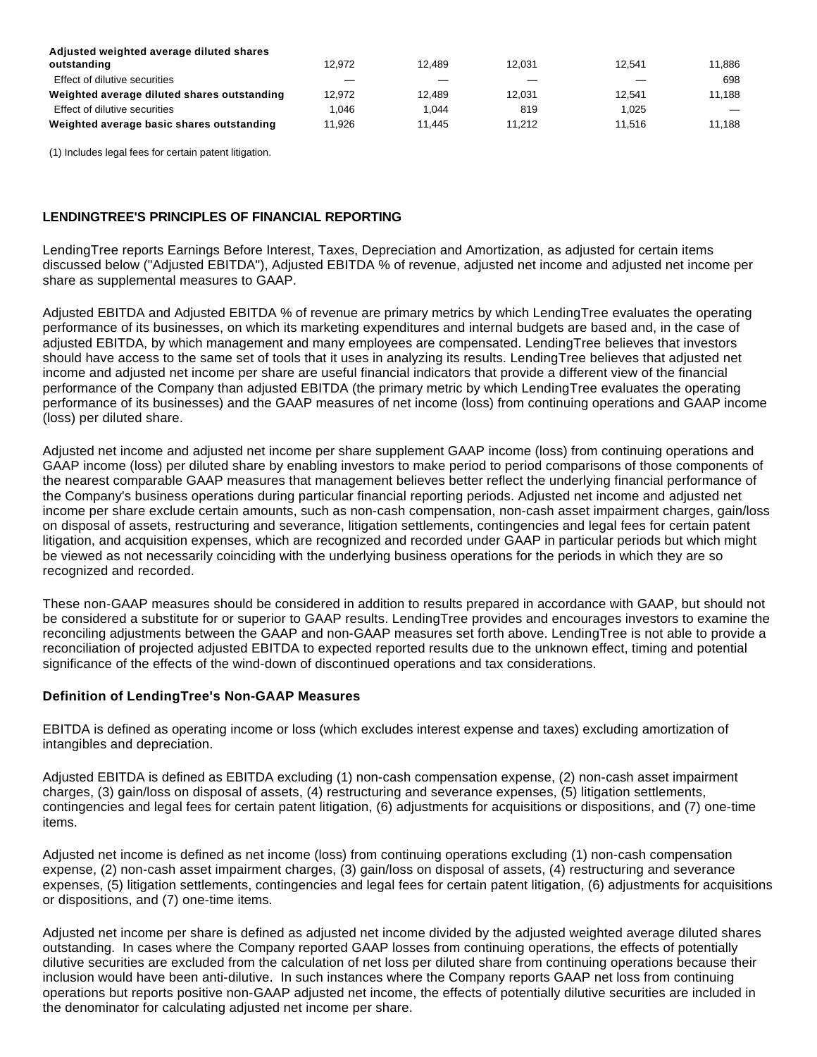| | | | | | |
|---|---|---|---|---|---|
| **Adjusted weighted average diluted shares outstanding** | 12,972 | 12,489 | 12,031 | 12,541 | 11,886 |
| Effect of dilutive securities | — | — | — | — | 698 |
| **Weighted average diluted shares outstanding** | 12,972 | 12,489 | 12,031 | 12,541 | 11,188 |
| Effect of dilutive securities | 1,046 | 1,044 | 819 | 1,025 | — |
| **Weighted average basic shares outstanding** | 11,926 | 11,445 | 11,212 | 11,516 | 11,188 |

(1) Includes legal fees for certain patent litigation.

## LENDINGTREE'S PRINCIPLES OF FINANCIAL REPORTING

LendingTree reports Earnings Before Interest, Taxes, Depreciation and Amortization, as adjusted for certain items discussed below ("Adjusted EBITDA"), Adjusted EBITDA % of revenue, adjusted net income and adjusted net income per share as supplemental measures to GAAP.

Adjusted EBITDA and Adjusted EBITDA % of revenue are primary metrics by which LendingTree evaluates the operating performance of its businesses, on which its marketing expenditures and internal budgets are based and, in the case of adjusted EBITDA, by which management and many employees are compensated. LendingTree believes that investors should have access to the same set of tools that it uses in analyzing its results. LendingTree believes that adjusted net income and adjusted net income per share are useful financial indicators that provide a different view of the financial performance of the Company than adjusted EBITDA (the primary metric by which LendingTree evaluates the operating performance of its businesses) and the GAAP measures of net income (loss) from continuing operations and GAAP income (loss) per diluted share.

Adjusted net income and adjusted net income per share supplement GAAP income (loss) from continuing operations and GAAP income (loss) per diluted share by enabling investors to make period to period comparisons of those components of the nearest comparable GAAP measures that management believes better reflect the underlying financial performance of the Company's business operations during particular financial reporting periods. Adjusted net income and adjusted net income per share exclude certain amounts, such as non-cash compensation, non-cash asset impairment charges, gain/loss on disposal of assets, restructuring and severance, litigation settlements, contingencies and legal fees for certain patent litigation, and acquisition expenses, which are recognized and recorded under GAAP in particular periods but which might be viewed as not necessarily coinciding with the underlying business operations for the periods in which they are so recognized and recorded.

These non-GAAP measures should be considered in addition to results prepared in accordance with GAAP, but should not be considered a substitute for or superior to GAAP results. LendingTree provides and encourages investors to examine the reconciling adjustments between the GAAP and non-GAAP measures set forth above. LendingTree is not able to provide a reconciliation of projected adjusted EBITDA to expected reported results due to the unknown effect, timing and potential significance of the effects of the wind-down of discontinued operations and tax considerations.

### Definition of LendingTree's Non-GAAP Measures

EBITDA is defined as operating income or loss (which excludes interest expense and taxes) excluding amortization of intangibles and depreciation.

Adjusted EBITDA is defined as EBITDA excluding (1) non-cash compensation expense, (2) non-cash asset impairment charges, (3) gain/loss on disposal of assets, (4) restructuring and severance expenses, (5) litigation settlements, contingencies and legal fees for certain patent litigation, (6) adjustments for acquisitions or dispositions, and (7) one-time items.

Adjusted net income is defined as net income (loss) from continuing operations excluding (1) non-cash compensation expense, (2) non-cash asset impairment charges, (3) gain/loss on disposal of assets, (4) restructuring and severance expenses, (5) litigation settlements, contingencies and legal fees for certain patent litigation, (6) adjustments for acquisitions or dispositions, and (7) one-time items.

Adjusted net income per share is defined as adjusted net income divided by the adjusted weighted average diluted shares outstanding. In cases where the Company reported GAAP losses from continuing operations, the effects of potentially dilutive securities are excluded from the calculation of net loss per diluted share from continuing operations because their inclusion would have been anti-dilutive. In such instances where the Company reports GAAP net loss from continuing operations but reports positive non-GAAP adjusted net income, the effects of potentially dilutive securities are included in the denominator for calculating adjusted net income per share.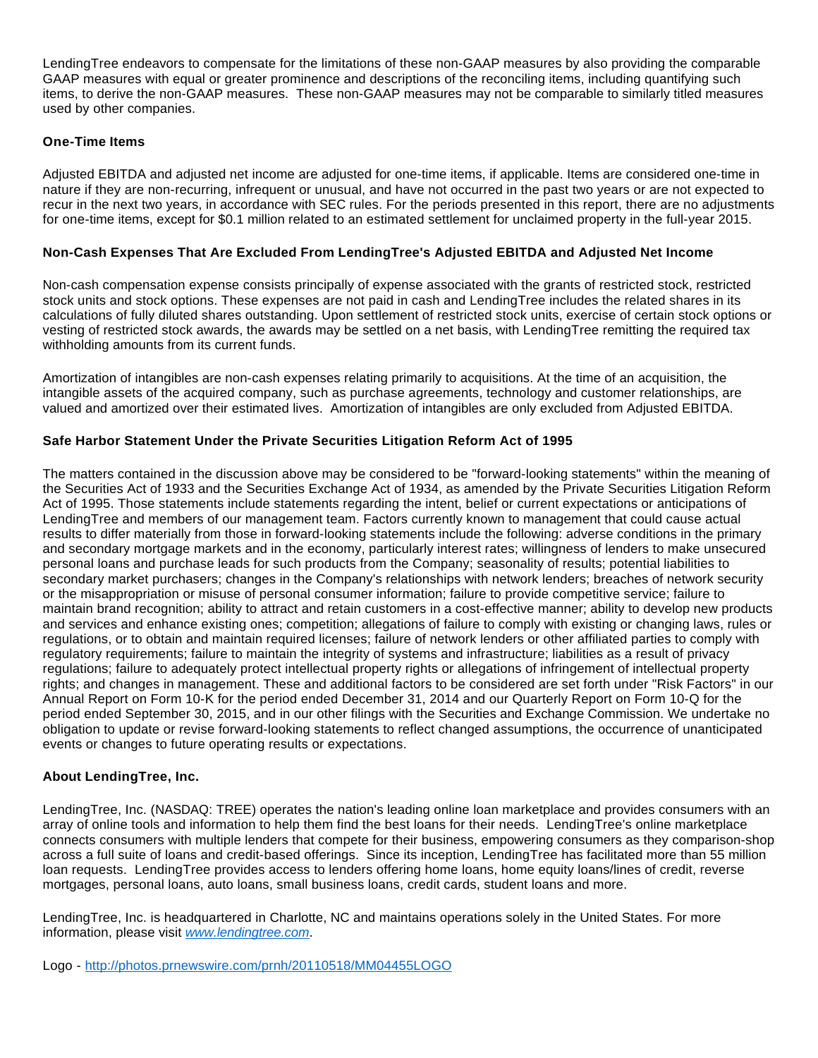LendingTree endeavors to compensate for the limitations of these non-GAAP measures by also providing the comparable GAAP measures with equal or greater prominence and descriptions of the reconciling items, including quantifying such items, to derive the non-GAAP measures. These non-GAAP measures may not be comparable to similarly titled measures used by other companies.

**One-Time Items**

Adjusted EBITDA and adjusted net income are adjusted for one-time items, if applicable. Items are considered one-time in nature if they are non-recurring, infrequent or unusual, and have not occurred in the past two years or are not expected to recur in the next two years, in accordance with SEC rules. For the periods presented in this report, there are no adjustments for one-time items, except for $0.1 million related to an estimated settlement for unclaimed property in the full-year 2015.

**Non-Cash Expenses That Are Excluded From LendingTree's Adjusted EBITDA and Adjusted Net Income**

Non-cash compensation expense consists principally of expense associated with the grants of restricted stock, restricted stock units and stock options. These expenses are not paid in cash and LendingTree includes the related shares in its calculations of fully diluted shares outstanding. Upon settlement of restricted stock units, exercise of certain stock options or vesting of restricted stock awards, the awards may be settled on a net basis, with LendingTree remitting the required tax withholding amounts from its current funds.

Amortization of intangibles are non-cash expenses relating primarily to acquisitions. At the time of an acquisition, the intangible assets of the acquired company, such as purchase agreements, technology and customer relationships, are valued and amortized over their estimated lives. Amortization of intangibles are only excluded from Adjusted EBITDA.

**Safe Harbor Statement Under the Private Securities Litigation Reform Act of 1995**

The matters contained in the discussion above may be considered to be "forward-looking statements" within the meaning of the Securities Act of 1933 and the Securities Exchange Act of 1934, as amended by the Private Securities Litigation Reform Act of 1995. Those statements include statements regarding the intent, belief or current expectations or anticipations of LendingTree and members of our management team. Factors currently known to management that could cause actual results to differ materially from those in forward-looking statements include the following: adverse conditions in the primary and secondary mortgage markets and in the economy, particularly interest rates; willingness of lenders to make unsecured personal loans and purchase leads for such products from the Company; seasonality of results; potential liabilities to secondary market purchasers; changes in the Company's relationships with network lenders; breaches of network security or the misappropriation or misuse of personal consumer information; failure to provide competitive service; failure to maintain brand recognition; ability to attract and retain customers in a cost-effective manner; ability to develop new products and services and enhance existing ones; competition; allegations of failure to comply with existing or changing laws, rules or regulations, or to obtain and maintain required licenses; failure of network lenders or other affiliated parties to comply with regulatory requirements; failure to maintain the integrity of systems and infrastructure; liabilities as a result of privacy regulations; failure to adequately protect intellectual property rights or allegations of infringement of intellectual property rights; and changes in management. These and additional factors to be considered are set forth under "Risk Factors" in our Annual Report on Form 10-K for the period ended December 31, 2014 and our Quarterly Report on Form 10-Q for the period ended September 30, 2015, and in our other filings with the Securities and Exchange Commission. We undertake no obligation to update or revise forward-looking statements to reflect changed assumptions, the occurrence of unanticipated events or changes to future operating results or expectations.

**About LendingTree, Inc.**

LendingTree, Inc. (NASDAQ: TREE) operates the nation's leading online loan marketplace and provides consumers with an array of online tools and information to help them find the best loans for their needs. LendingTree's online marketplace connects consumers with multiple lenders that compete for their business, empowering consumers as they comparison-shop across a full suite of loans and credit-based offerings. Since its inception, LendingTree has facilitated more than 55 million loan requests. LendingTree provides access to lenders offering home loans, home equity loans/lines of credit, reverse mortgages, personal loans, auto loans, small business loans, credit cards, student loans and more.

LendingTree, Inc. is headquartered in Charlotte, NC and maintains operations solely in the United States. For more information, please visit *www.lendingtree.com*.

Logo - http://photos.prnewswire.com/prnh/20110518/MM04455LOGO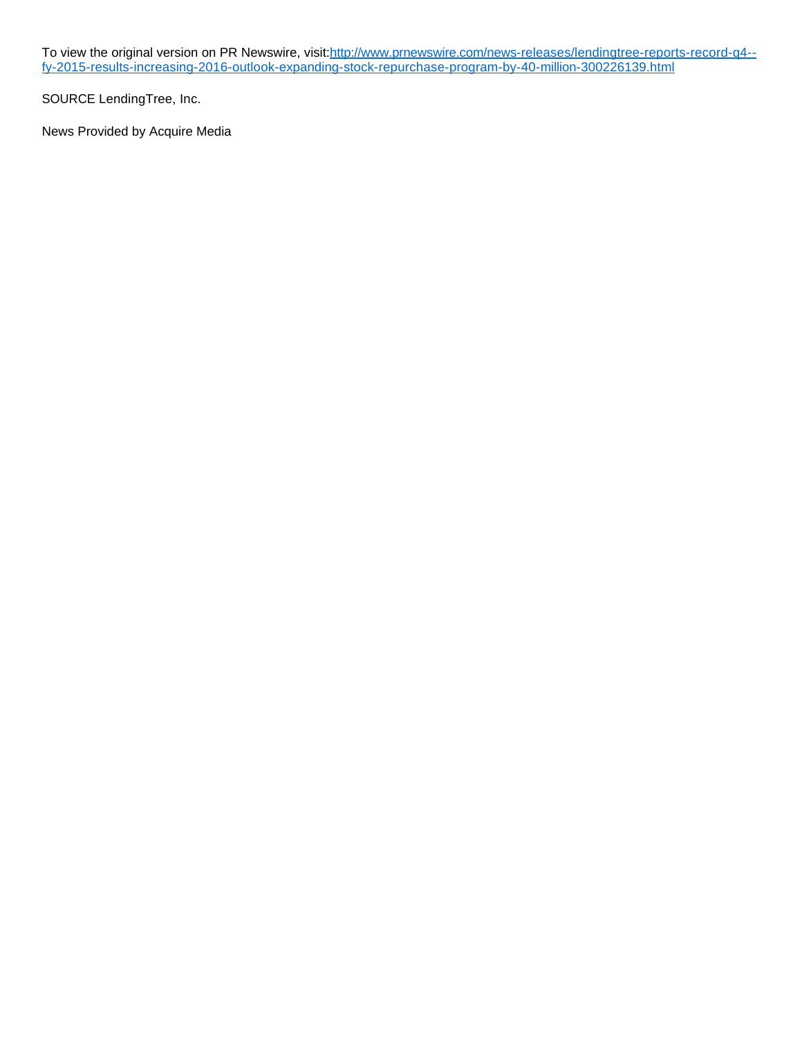To view the original version on PR Newswire, visit:[http://www.prnewswire.com/news-releases/lendingtree-reports-record-q4--fy-2015-results-increasing-2016-outlook-expanding-stock-repurchase-program-by-40-million-300226139.html](http://www.prnewswire.com/news-releases/lendingtree-reports-record-q4--fy-2015-results-increasing-2016-outlook-expanding-stock-repurchase-program-by-40-million-300226139.html)

SOURCE LendingTree, Inc.

News Provided by Acquire Media